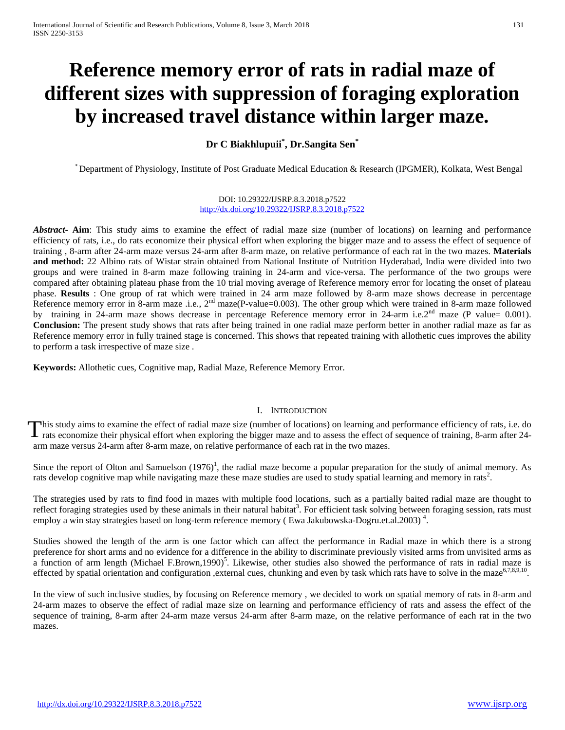# Reference memory error of rats in radial maze of different sizes with suppression of foraging exploration by increased travel distance within larger maze.

**Dr C Biakhlupuii[*], Dr.Sangita Sen[*]**

[*] Department of Physiology, Institute of Post Graduate Medical Education & Research (IPGMER), Kolkata, West Bengal

DOI: 10.29322/IJSRP.8.3.2018.p7522
http://dx.doi.org/10.29322/IJSRP.8.3.2018.p7522

***Abstract*- Aim**: This study aims to examine the effect of radial maze size (number of locations) on learning and performance efficiency of rats, i.e., do rats economize their physical effort when exploring the bigger maze and to assess the effect of sequence of training , 8-arm after 24-arm maze versus 24-arm after 8-arm maze, on relative performance of each rat in the two mazes. **Materials and method:** 22 Albino rats of Wistar strain obtained from National Institute of Nutrition Hyderabad, India were divided into two groups and were trained in 8-arm maze following training in 24-arm and vice-versa. The performance of the two groups were compared after obtaining plateau phase from the 10 trial moving average of Reference memory error for locating the onset of plateau phase. **Results** : One group of rat which were trained in 24 arm maze followed by 8-arm maze shows decrease in percentage Reference memory error in 8-arm maze .i.e., 2[nd] maze(P-value=0.003). The other group which were trained in 8-arm maze followed by training in 24-arm maze shows decrease in percentage Reference memory error in 24-arm i.e.2[nd] maze (P value= 0.001). **Conclusion:** The present study shows that rats after being trained in one radial maze perform better in another radial maze as far as Reference memory error in fully trained stage is concerned. This shows that repeated training with allothetic cues improves the ability to perform a task irrespective of maze size .

**Keywords:** Allothetic cues, Cognitive map, Radial Maze, Reference Memory Error.

## I. Introduction

This study aims to examine the effect of radial maze size (number of locations) on learning and performance efficiency of rats, i.e. do rats economize their physical effort when exploring the bigger maze and to assess the effect of sequence of training, 8-arm after 24-arm maze versus 24-arm after 8-arm maze, on relative performance of each rat in the two mazes.

Since the report of Olton and Samuelson (1976)[1], the radial maze become a popular preparation for the study of animal memory. As rats develop cognitive map while navigating maze these maze studies are used to study spatial learning and memory in rats[2].

The strategies used by rats to find food in mazes with multiple food locations, such as a partially baited radial maze are thought to reflect foraging strategies used by these animals in their natural habitat[3]. For efficient task solving between foraging session, rats must employ a win stay strategies based on long-term reference memory ( Ewa Jakubowska-Dogru.et.al.2003) [4].

Studies showed the length of the arm is one factor which can affect the performance in Radial maze in which there is a strong preference for short arms and no evidence for a difference in the ability to discriminate previously visited arms from unvisited arms as a function of arm length (Michael F.Brown,1990)[5]. Likewise, other studies also showed the performance of rats in radial maze is effected by spatial orientation and configuration ,external cues, chunking and even by task which rats have to solve in the maze[6,7,8,9,10].

In the view of such inclusive studies, by focusing on Reference memory , we decided to work on spatial memory of rats in 8-arm and 24-arm mazes to observe the effect of radial maze size on learning and performance efficiency of rats and assess the effect of the sequence of training, 8-arm after 24-arm maze versus 24-arm after 8-arm maze, on the relative performance of each rat in the two mazes.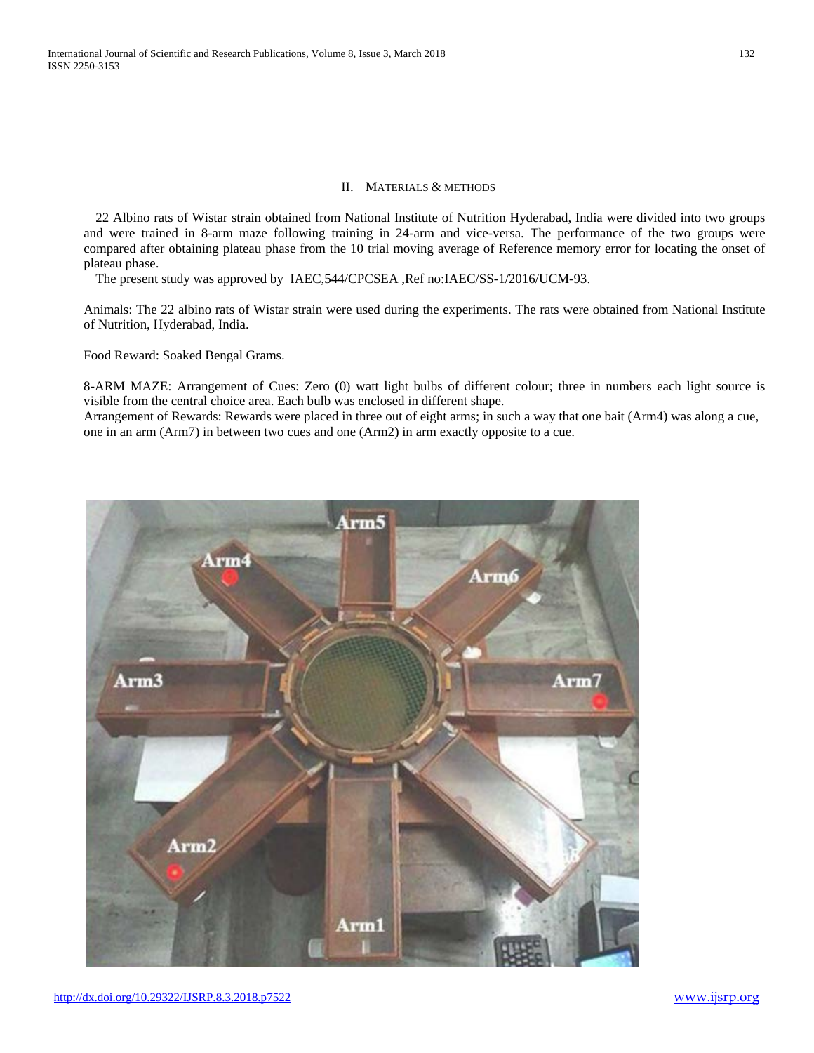## II. MATERIALS & METHODS

22 Albino rats of Wistar strain obtained from National Institute of Nutrition Hyderabad, India were divided into two groups and were trained in 8-arm maze following training in 24-arm and vice-versa. The performance of the two groups were compared after obtaining plateau phase from the 10 trial moving average of Reference memory error for locating the onset of plateau phase.

The present study was approved by IAEC,544/CPCSEA ,Ref no:IAEC/SS-1/2016/UCM-93.

Animals: The 22 albino rats of Wistar strain were used during the experiments. The rats were obtained from National Institute of Nutrition, Hyderabad, India.

Food Reward: Soaked Bengal Grams.

8-ARM MAZE: Arrangement of Cues: Zero (0) watt light bulbs of different colour; three in numbers each light source is visible from the central choice area. Each bulb was enclosed in different shape.

Arrangement of Rewards: Rewards were placed in three out of eight arms; in such a way that one bait (Arm4) was along a cue, one in an arm (Arm7) in between two cues and one (Arm2) in arm exactly opposite to a cue.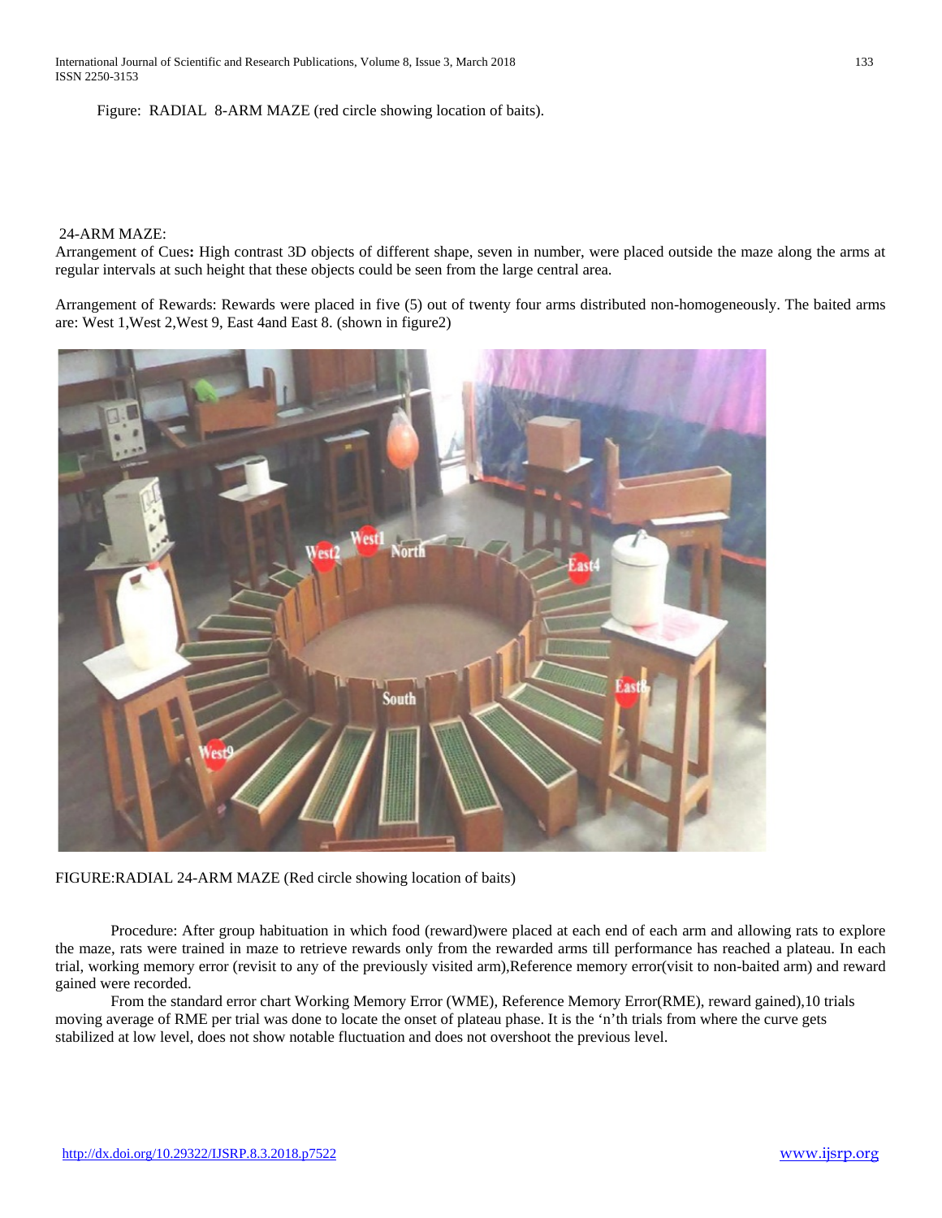Figure: RADIAL 8-ARM MAZE (red circle showing location of baits).

24-ARM MAZE:

Arrangement of Cues**:** High contrast 3D objects of different shape, seven in number, were placed outside the maze along the arms at regular intervals at such height that these objects could be seen from the large central area.

Arrangement of Rewards: Rewards were placed in five (5) out of twenty four arms distributed non-homogeneously. The baited arms are: West 1,West 2,West 9, East 4and East 8. (shown in figure2)

FIGURE:RADIAL 24-ARM MAZE (Red circle showing location of baits)

Procedure: After group habituation in which food (reward)were placed at each end of each arm and allowing rats to explore the maze, rats were trained in maze to retrieve rewards only from the rewarded arms till performance has reached a plateau. In each trial, working memory error (revisit to any of the previously visited arm),Reference memory error(visit to non-baited arm) and reward gained were recorded.

From the standard error chart Working Memory Error (WME), Reference Memory Error(RME), reward gained),10 trials moving average of RME per trial was done to locate the onset of plateau phase. It is the 'n'th trials from where the curve gets stabilized at low level, does not show notable fluctuation and does not overshoot the previous level.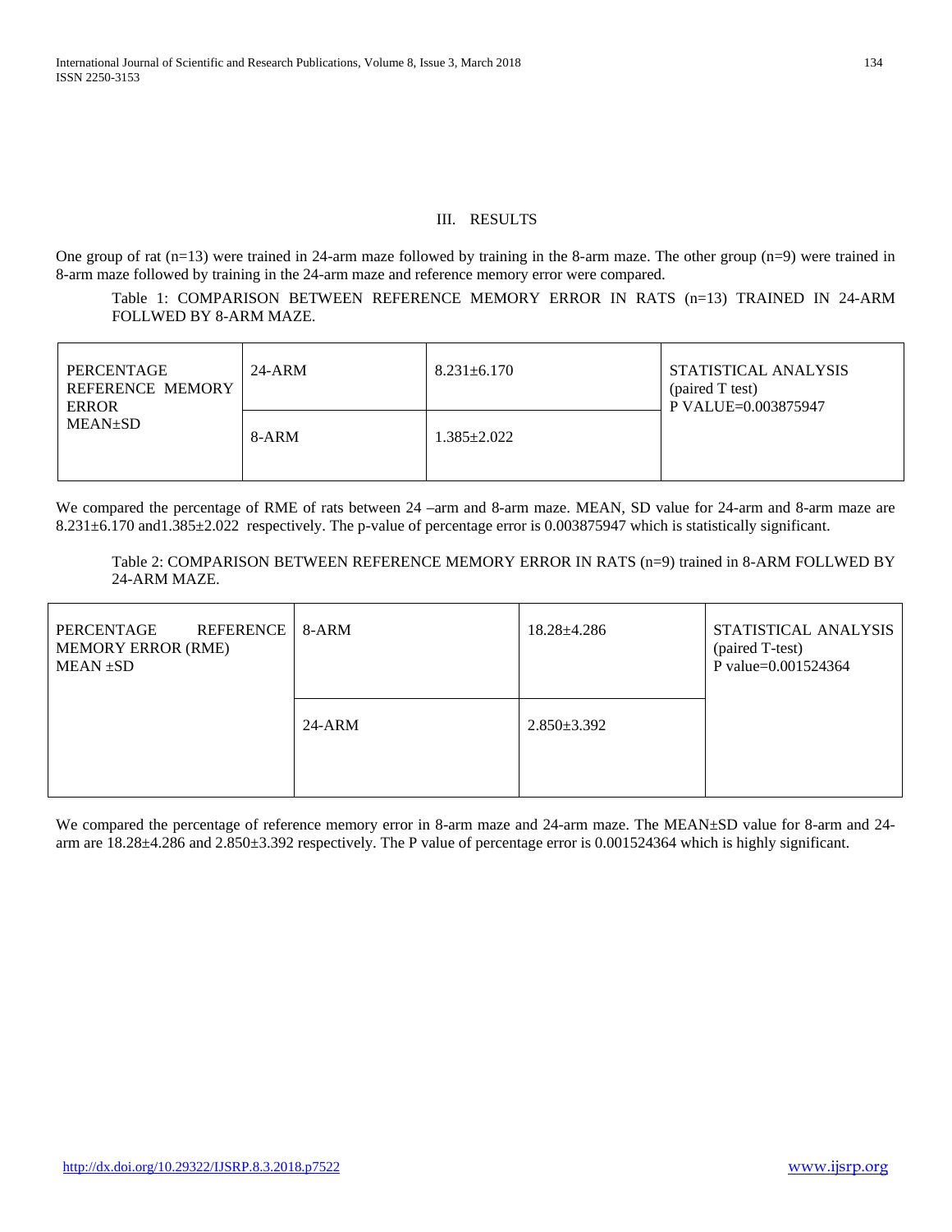## III. RESULTS

One group of rat (n=13) were trained in 24-arm maze followed by training in the 8-arm maze. The other group (n=9) were trained in 8-arm maze followed by training in the 24-arm maze and reference memory error were compared.

Table 1: COMPARISON BETWEEN REFERENCE MEMORY ERROR IN RATS (n=13) TRAINED IN 24-ARM FOLLWED BY 8-ARM MAZE.

| | | | |
|---|---|---|---|
| PERCENTAGE REFERENCE MEMORY ERROR MEAN±SD | 24-ARM | 8.231±6.170 | STATISTICAL ANALYSIS (paired T test) P VALUE=0.003875947 |
| | 8-ARM | 1.385±2.022 | |

We compared the percentage of RME of rats between 24 –arm and 8-arm maze. MEAN, SD value for 24-arm and 8-arm maze are 8.231±6.170 and1.385±2.022 respectively. The p-value of percentage error is 0.003875947 which is statistically significant.

Table 2: COMPARISON BETWEEN REFERENCE MEMORY ERROR IN RATS (n=9) trained in 8-ARM FOLLWED BY 24-ARM MAZE.

| | | | |
|---|---|---|---|
| PERCENTAGE REFERENCE MEMORY ERROR (RME) MEAN ±SD | 8-ARM | 18.28±4.286 | STATISTICAL ANALYSIS (paired T-test) P value=0.001524364 |
| | 24-ARM | 2.850±3.392 | |

We compared the percentage of reference memory error in 8-arm maze and 24-arm maze. The MEAN±SD value for 8-arm and 24-arm are 18.28±4.286 and 2.850±3.392 respectively. The P value of percentage error is 0.001524364 which is highly significant.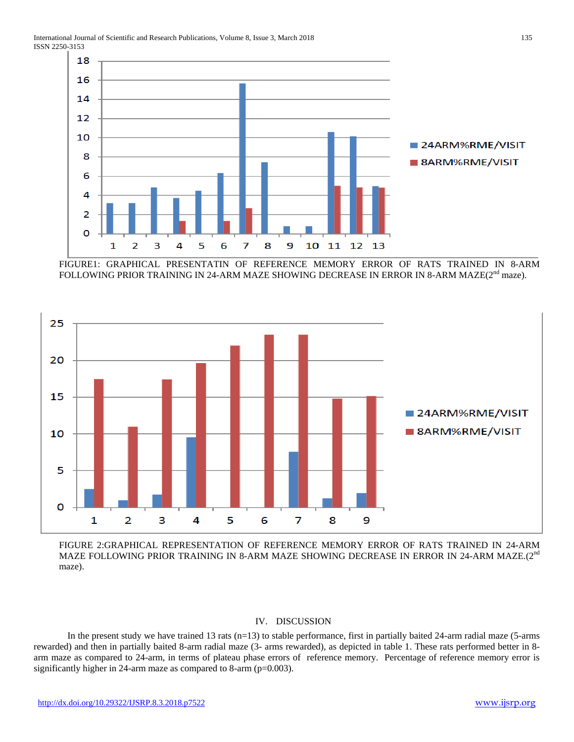FIGURE1: GRAPHICAL PRESENTATIN OF REFERENCE MEMORY ERROR OF RATS TRAINED IN 8-ARM FOLLOWING PRIOR TRAINING IN 24-ARM MAZE SHOWING DECREASE IN ERROR IN 8-ARM MAZE(2nd maze).

FIGURE 2:GRAPHICAL REPRESENTATION OF REFERENCE MEMORY ERROR OF RATS TRAINED IN 24-ARM MAZE FOLLOWING PRIOR TRAINING IN 8-ARM MAZE SHOWING DECREASE IN ERROR IN 24-ARM MAZE.(2nd maze).

## IV. DISCUSSION

In the present study we have trained 13 rats (n=13) to stable performance, first in partially baited 24-arm radial maze (5-arms rewarded) and then in partially baited 8-arm radial maze (3- arms rewarded), as depicted in table 1. These rats performed better in 8-arm maze as compared to 24-arm, in terms of plateau phase errors of reference memory. Percentage of reference memory error is significantly higher in 24-arm maze as compared to 8-arm ($p=0.003$).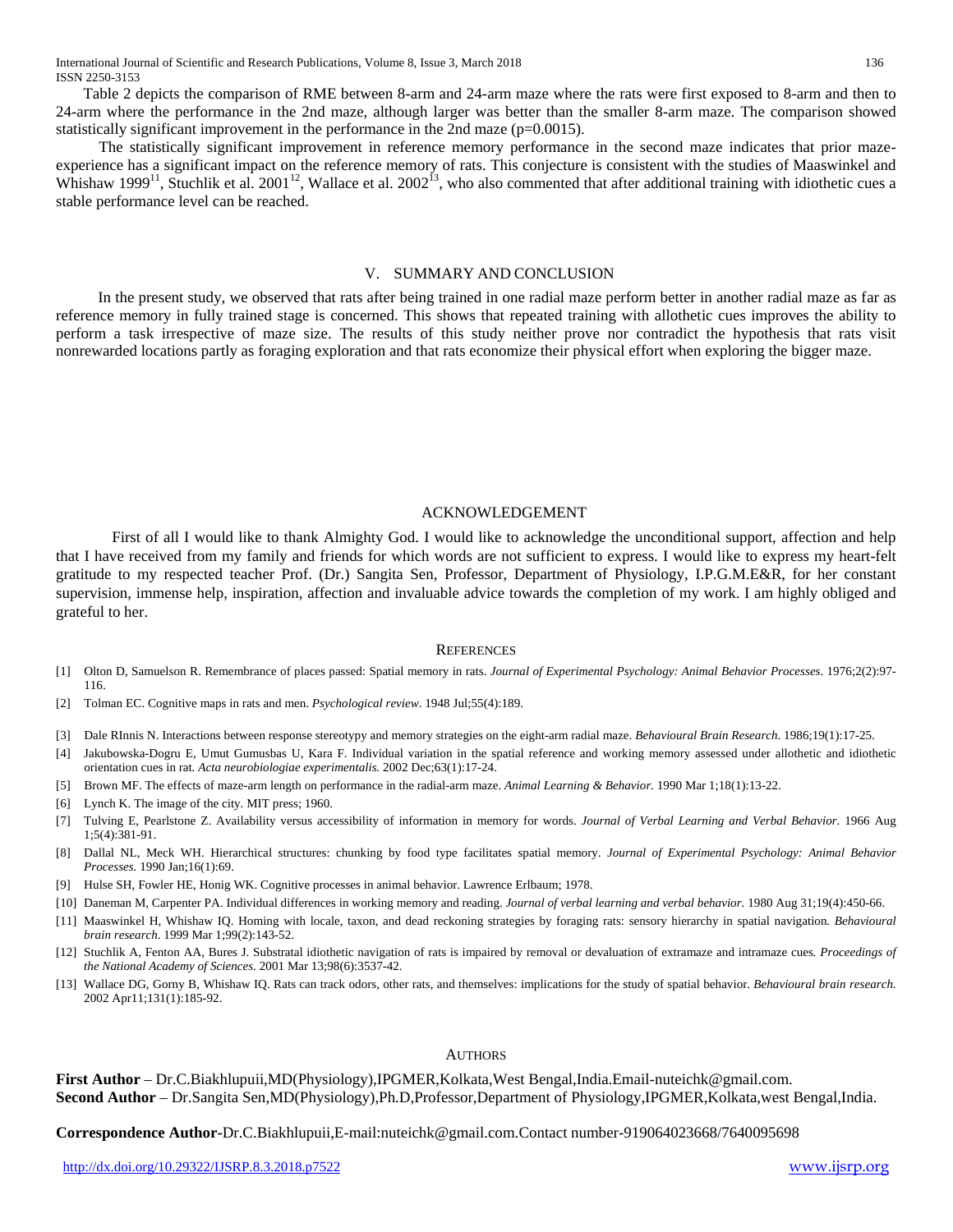Table 2 depicts the comparison of RME between 8-arm and 24-arm maze where the rats were first exposed to 8-arm and then to 24-arm where the performance in the 2nd maze, although larger was better than the smaller 8-arm maze. The comparison showed statistically significant improvement in the performance in the 2nd maze (p=0.0015).

The statistically significant improvement in reference memory performance in the second maze indicates that prior maze-experience has a significant impact on the reference memory of rats. This conjecture is consistent with the studies of Maaswinkel and Whishaw 1999[11], Stuchlik et al. 2001[12], Wallace et al. 2002[13], who also commented that after additional training with idiothetic cues a stable performance level can be reached.

## V. SUMMARY AND CONCLUSION

In the present study, we observed that rats after being trained in one radial maze perform better in another radial maze as far as reference memory in fully trained stage is concerned. This shows that repeated training with allothetic cues improves the ability to perform a task irrespective of maze size. The results of this study neither prove nor contradict the hypothesis that rats visit nonrewarded locations partly as foraging exploration and that rats economize their physical effort when exploring the bigger maze.

## ACKNOWLEDGEMENT

First of all I would like to thank Almighty God. I would like to acknowledge the unconditional support, affection and help that I have received from my family and friends for which words are not sufficient to express. I would like to express my heart-felt gratitude to my respected teacher Prof. (Dr.) Sangita Sen, Professor, Department of Physiology, I.P.G.M.E&R, for her constant supervision, immense help, inspiration, affection and invaluable advice towards the completion of my work. I am highly obliged and grateful to her.

## REFERENCES

[1] Olton D, Samuelson R. Remembrance of places passed: Spatial memory in rats. *Journal of Experimental Psychology: Animal Behavior Processes*. 1976;2(2):97-116.

[2] Tolman EC. Cognitive maps in rats and men. *Psychological review*. 1948 Jul;55(4):189.

[3] Dale RInnis N. Interactions between response stereotypy and memory strategies on the eight-arm radial maze. *Behavioural Brain Research*. 1986;19(1):17-25.

[4] Jakubowska-Dogru E, Umut Gumusbas U, Kara F. Individual variation in the spatial reference and working memory assessed under allothetic and idiothetic orientation cues in rat. *Acta neurobiologiae experimentalis.* 2002 Dec;63(1):17-24.

[5] Brown MF. The effects of maze-arm length on performance in the radial-arm maze. *Animal Learning & Behavior*. 1990 Mar 1;18(1):13-22.

[6] Lynch K. The image of the city. MIT press; 1960.

[7] Tulving E, Pearlstone Z. Availability versus accessibility of information in memory for words. *Journal of Verbal Learning and Verbal Behavior*. 1966 Aug 1;5(4):381-91.

[8] Dallal NL, Meck WH. Hierarchical structures: chunking by food type facilitates spatial memory. *Journal of Experimental Psychology: Animal Behavior Processes*. 1990 Jan;16(1):69.

[9] Hulse SH, Fowler HE, Honig WK. Cognitive processes in animal behavior. Lawrence Erlbaum; 1978.

[10] Daneman M, Carpenter PA. Individual differences in working memory and reading. *Journal of verbal learning and verbal behavior*. 1980 Aug 31;19(4):450-66.

[11] Maaswinkel H, Whishaw IQ. Homing with locale, taxon, and dead reckoning strategies by foraging rats: sensory hierarchy in spatial navigation. *Behavioural brain research*. 1999 Mar 1;99(2):143-52.

[12] Stuchlik A, Fenton AA, Bures J. Substratal idiothetic navigation of rats is impaired by removal or devaluation of extramaze and intramaze cues. *Proceedings of the National Academy of Sciences*. 2001 Mar 13;98(6):3537-42.

[13] Wallace DG, Gorny B, Whishaw IQ. Rats can track odors, other rats, and themselves: implications for the study of spatial behavior. *Behavioural brain research.* 2002 Apr11;131(1):185-92.

## AUTHORS

**First Author** – Dr.C.Biakhlupuii,MD(Physiology),IPGMER,Kolkata,West Bengal,India.Email-nuteichk@gmail.com.
**Second Author** – Dr.Sangita Sen,MD(Physiology),Ph.D,Professor,Department of Physiology,IPGMER,Kolkata,west Bengal,India.

**Correspondence Author**-Dr.C.Biakhlupuii,E-mail:nuteichk@gmail.com.Contact number-919064023668/7640095698